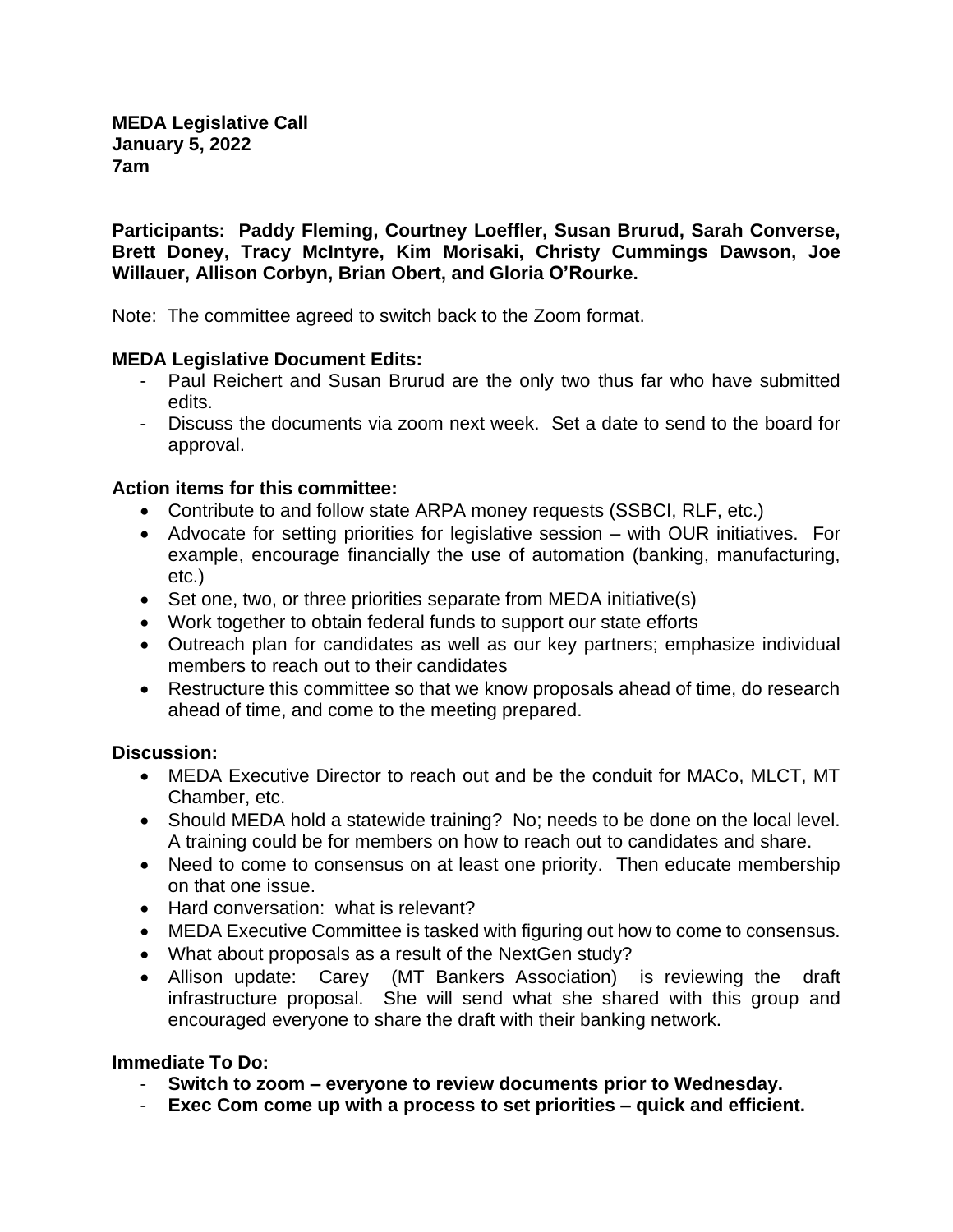**MEDA Legislative Call**
**January 5, 2022**
**7am**

**Participants: Paddy Fleming, Courtney Loeffler, Susan Brurud, Sarah Converse, Brett Doney, Tracy McIntyre, Kim Morisaki, Christy Cummings Dawson, Joe Willauer, Allison Corbyn, Brian Obert, and Gloria O'Rourke.**

Note: The committee agreed to switch back to the Zoom format.

**MEDA Legislative Document Edits:**

- Paul Reichert and Susan Brurud are the only two thus far who have submitted edits.
- Discuss the documents via zoom next week. Set a date to send to the board for approval.

**Action items for this committee:**

- Contribute to and follow state ARPA money requests (SSBCI, RLF, etc.)
- Advocate for setting priorities for legislative session – with OUR initiatives. For example, encourage financially the use of automation (banking, manufacturing, etc.)
- Set one, two, or three priorities separate from MEDA initiative(s)
- Work together to obtain federal funds to support our state efforts
- Outreach plan for candidates as well as our key partners; emphasize individual members to reach out to their candidates
- Restructure this committee so that we know proposals ahead of time, do research ahead of time, and come to the meeting prepared.

**Discussion:**

- MEDA Executive Director to reach out and be the conduit for MACo, MLCT, MT Chamber, etc.
- Should MEDA hold a statewide training? No; needs to be done on the local level. A training could be for members on how to reach out to candidates and share.
- Need to come to consensus on at least one priority. Then educate membership on that one issue.
- Hard conversation: what is relevant?
- MEDA Executive Committee is tasked with figuring out how to come to consensus.
- What about proposals as a result of the NextGen study?
- Allison update: Carey (MT Bankers Association) is reviewing the draft infrastructure proposal. She will send what she shared with this group and encouraged everyone to share the draft with their banking network.

**Immediate To Do:**

- **Switch to zoom – everyone to review documents prior to Wednesday.**
- **Exec Com come up with a process to set priorities – quick and efficient.**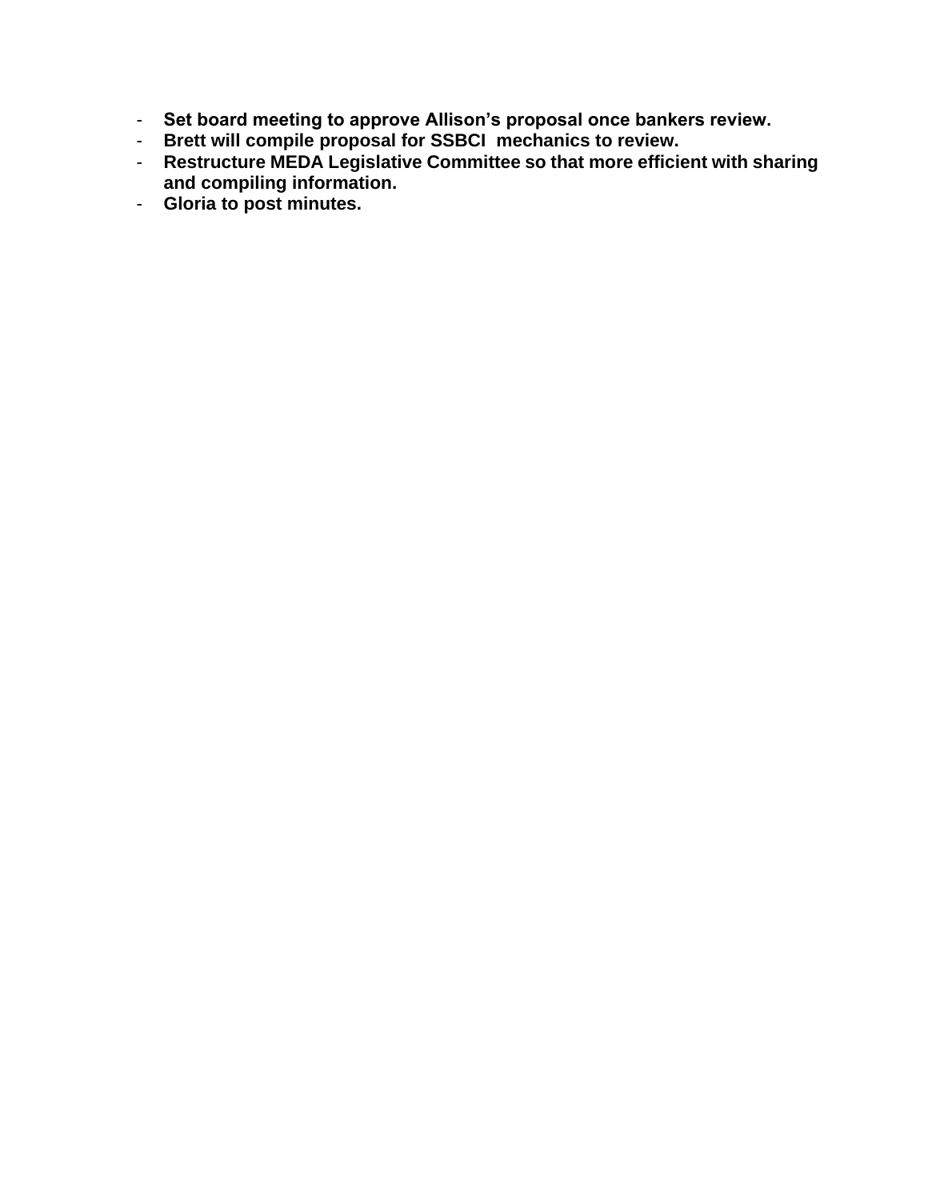- **Set board meeting to approve Allison's proposal once bankers review.**
- **Brett will compile proposal for SSBCI  mechanics to review.**
- **Restructure MEDA Legislative Committee so that more efficient with sharing and compiling information.**
- **Gloria to post minutes.**